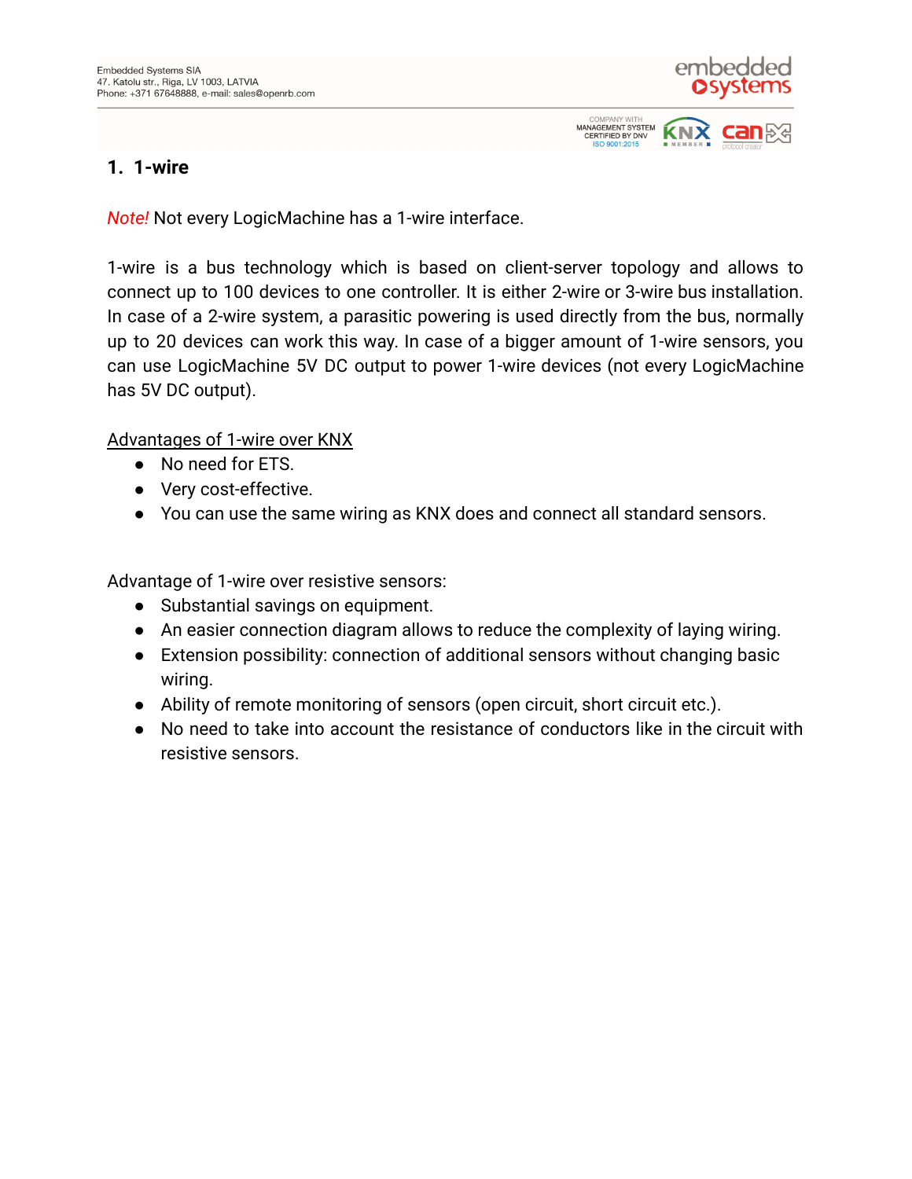# 1. 1-wire

*Note!* Not every LogicMachine has a 1-wire interface.

1-wire is a bus technology which is based on client-server topology and allows to connect up to 100 devices to one controller. It is either 2-wire or 3-wire bus installation. In case of a 2-wire system, a parasitic powering is used directly from the bus, normally up to 20 devices can work this way. In case of a bigger amount of 1-wire sensors, you can use LogicMachine 5V DC output to power 1-wire devices (not every LogicMachine has 5V DC output).

Advantages of 1-wire over KNX

- No need for ETS.
- Very cost-effective.
- You can use the same wiring as KNX does and connect all standard sensors.

Advantage of 1-wire over resistive sensors:

- Substantial savings on equipment.
- An easier connection diagram allows to reduce the complexity of laying wiring.
- Extension possibility: connection of additional sensors without changing basic wiring.
- Ability of remote monitoring of sensors (open circuit, short circuit etc.).
- No need to take into account the resistance of conductors like in the circuit with resistive sensors.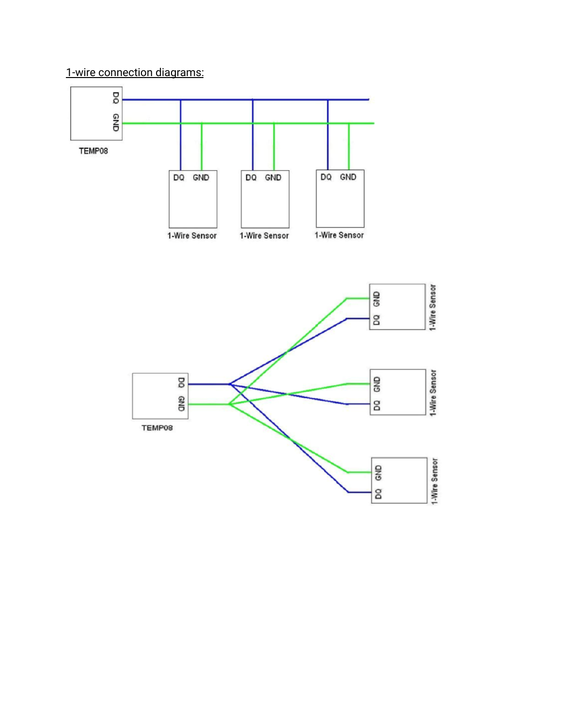1-wire connection diagrams: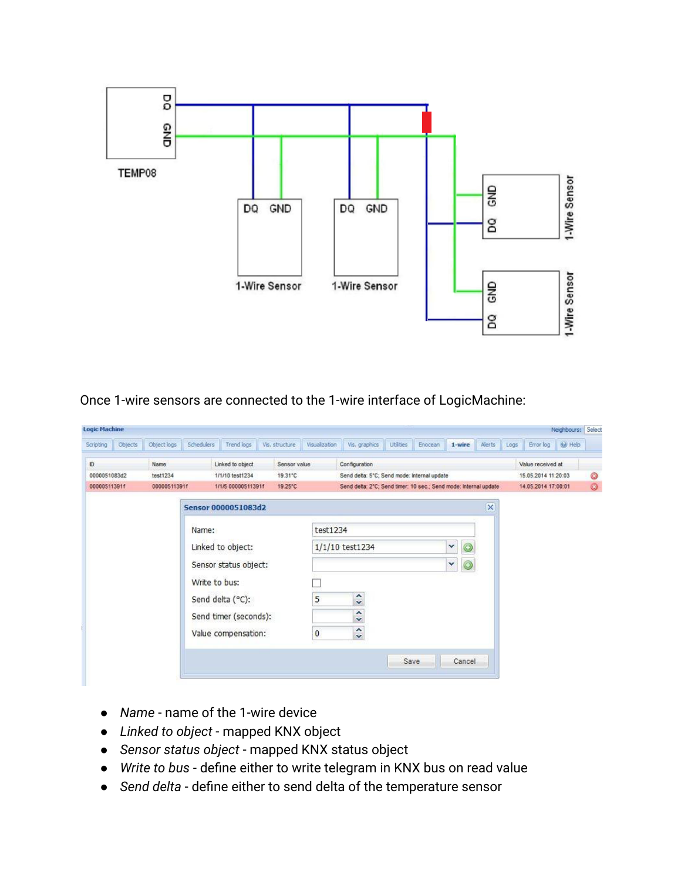Once 1-wire sensors are connected to the 1-wire interface of LogicMachine:

- *Name* - name of the 1-wire device
- *Linked to object* - mapped KNX object
- *Sensor status object* - mapped KNX status object
- *Write to bus* - define either to write telegram in KNX bus on read value
- *Send delta* - define either to send delta of the temperature sensor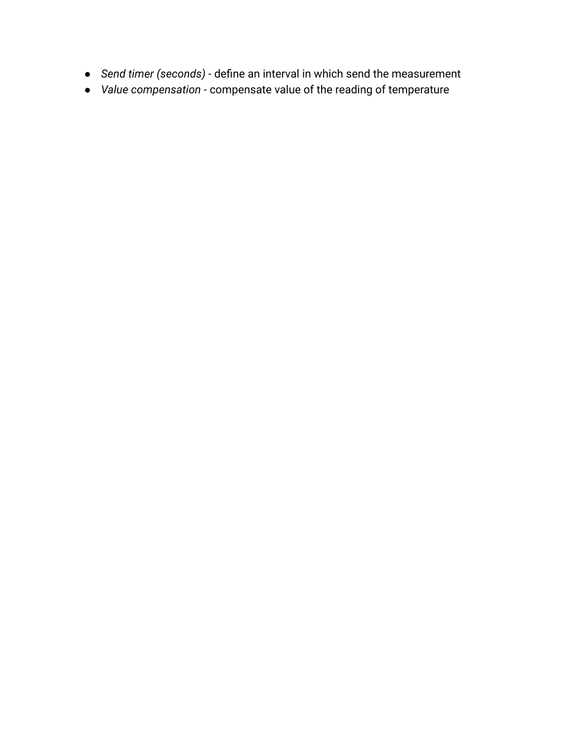- *Send timer (seconds)* - define an interval in which send the measurement
- *Value compensation* - compensate value of the reading of temperature